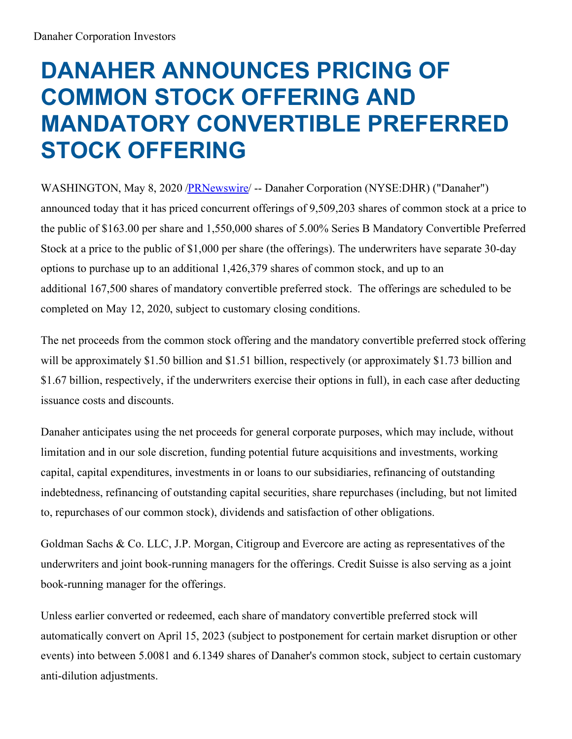Danaher Corporation Investors

# DANAHER ANNOUNCES PRICING OF COMMON STOCK OFFERING AND MANDATORY CONVERTIBLE PREFERRED STOCK OFFERING

WASHINGTON, May 8, 2020 /PRNewswire/ -- Danaher Corporation (NYSE:DHR) ("Danaher") announced today that it has priced concurrent offerings of 9,509,203 shares of common stock at a price to the public of $163.00 per share and 1,550,000 shares of 5.00% Series B Mandatory Convertible Preferred Stock at a price to the public of $1,000 per share (the offerings). The underwriters have separate 30-day options to purchase up to an additional 1,426,379 shares of common stock, and up to an additional 167,500 shares of mandatory convertible preferred stock. The offerings are scheduled to be completed on May 12, 2020, subject to customary closing conditions.

The net proceeds from the common stock offering and the mandatory convertible preferred stock offering will be approximately $1.50 billion and $1.51 billion, respectively (or approximately $1.73 billion and $1.67 billion, respectively, if the underwriters exercise their options in full), in each case after deducting issuance costs and discounts.

Danaher anticipates using the net proceeds for general corporate purposes, which may include, without limitation and in our sole discretion, funding potential future acquisitions and investments, working capital, capital expenditures, investments in or loans to our subsidiaries, refinancing of outstanding indebtedness, refinancing of outstanding capital securities, share repurchases (including, but not limited to, repurchases of our common stock), dividends and satisfaction of other obligations.

Goldman Sachs & Co. LLC, J.P. Morgan, Citigroup and Evercore are acting as representatives of the underwriters and joint book-running managers for the offerings. Credit Suisse is also serving as a joint book-running manager for the offerings.

Unless earlier converted or redeemed, each share of mandatory convertible preferred stock will automatically convert on April 15, 2023 (subject to postponement for certain market disruption or other events) into between 5.0081 and 6.1349 shares of Danaher's common stock, subject to certain customary anti-dilution adjustments.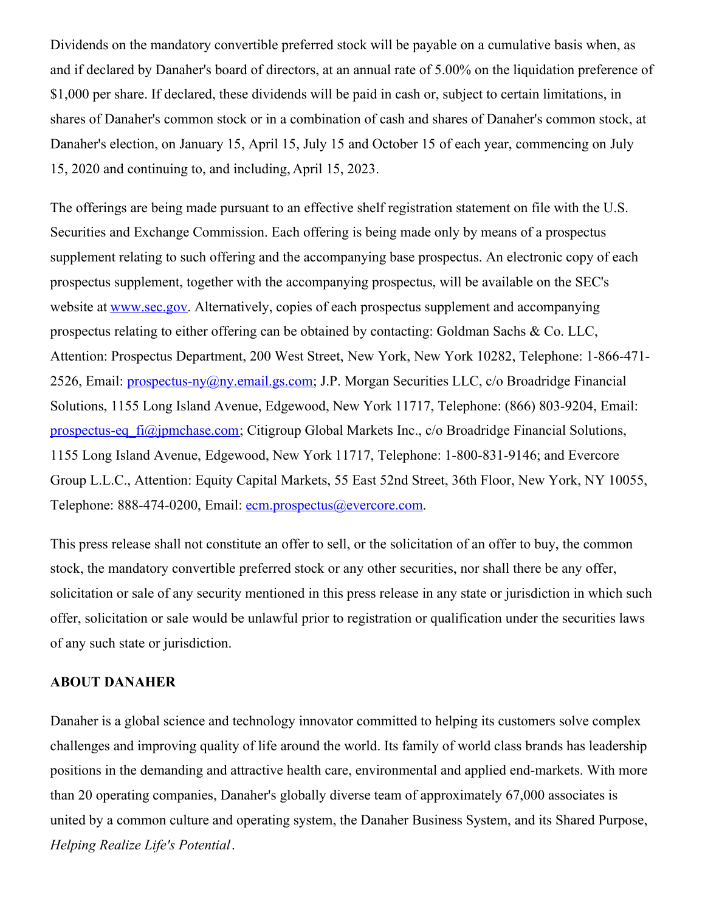Dividends on the mandatory convertible preferred stock will be payable on a cumulative basis when, as and if declared by Danaher's board of directors, at an annual rate of 5.00% on the liquidation preference of $1,000 per share. If declared, these dividends will be paid in cash or, subject to certain limitations, in shares of Danaher's common stock or in a combination of cash and shares of Danaher's common stock, at Danaher's election, on January 15, April 15, July 15 and October 15 of each year, commencing on July 15, 2020 and continuing to, and including, April 15, 2023.

The offerings are being made pursuant to an effective shelf registration statement on file with the U.S. Securities and Exchange Commission. Each offering is being made only by means of a prospectus supplement relating to such offering and the accompanying base prospectus. An electronic copy of each prospectus supplement, together with the accompanying prospectus, will be available on the SEC's website at www.sec.gov. Alternatively, copies of each prospectus supplement and accompanying prospectus relating to either offering can be obtained by contacting: Goldman Sachs & Co. LLC, Attention: Prospectus Department, 200 West Street, New York, New York 10282, Telephone: 1-866-471-2526, Email: prospectus-ny@ny.email.gs.com; J.P. Morgan Securities LLC, c/o Broadridge Financial Solutions, 1155 Long Island Avenue, Edgewood, New York 11717, Telephone: (866) 803-9204, Email: prospectus-eq_fi@jpmchase.com; Citigroup Global Markets Inc., c/o Broadridge Financial Solutions, 1155 Long Island Avenue, Edgewood, New York 11717, Telephone: 1-800-831-9146; and Evercore Group L.L.C., Attention: Equity Capital Markets, 55 East 52nd Street, 36th Floor, New York, NY 10055, Telephone: 888-474-0200, Email: ecm.prospectus@evercore.com.

This press release shall not constitute an offer to sell, or the solicitation of an offer to buy, the common stock, the mandatory convertible preferred stock or any other securities, nor shall there be any offer, solicitation or sale of any security mentioned in this press release in any state or jurisdiction in which such offer, solicitation or sale would be unlawful prior to registration or qualification under the securities laws of any such state or jurisdiction.

**ABOUT DANAHER**

Danaher is a global science and technology innovator committed to helping its customers solve complex challenges and improving quality of life around the world. Its family of world class brands has leadership positions in the demanding and attractive health care, environmental and applied end-markets. With more than 20 operating companies, Danaher's globally diverse team of approximately 67,000 associates is united by a common culture and operating system, the Danaher Business System, and its Shared Purpose, *Helping Realize Life's Potential*.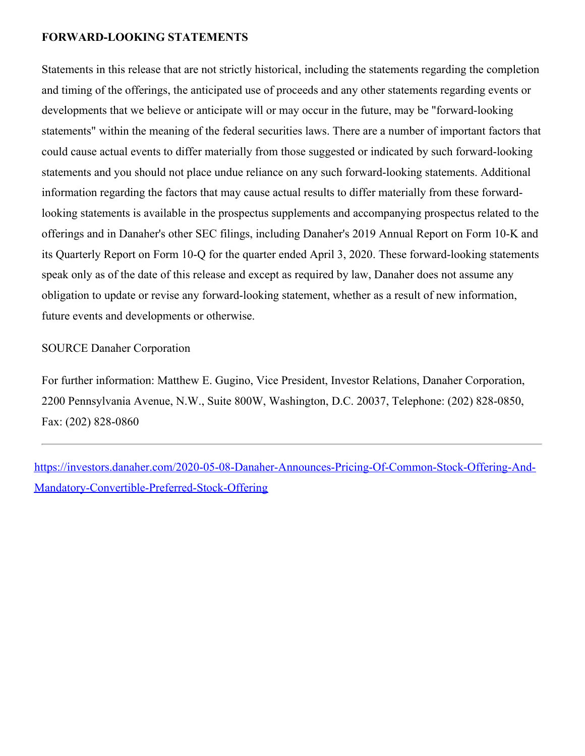**FORWARD-LOOKING STATEMENTS**

Statements in this release that are not strictly historical, including the statements regarding the completion and timing of the offerings, the anticipated use of proceeds and any other statements regarding events or developments that we believe or anticipate will or may occur in the future, may be "forward-looking statements" within the meaning of the federal securities laws. There are a number of important factors that could cause actual events to differ materially from those suggested or indicated by such forward-looking statements and you should not place undue reliance on any such forward-looking statements. Additional information regarding the factors that may cause actual results to differ materially from these forward-looking statements is available in the prospectus supplements and accompanying prospectus related to the offerings and in Danaher's other SEC filings, including Danaher's 2019 Annual Report on Form 10-K and its Quarterly Report on Form 10-Q for the quarter ended April 3, 2020. These forward-looking statements speak only as of the date of this release and except as required by law, Danaher does not assume any obligation to update or revise any forward-looking statement, whether as a result of new information, future events and developments or otherwise.

SOURCE Danaher Corporation

For further information: Matthew E. Gugino, Vice President, Investor Relations, Danaher Corporation, 2200 Pennsylvania Avenue, N.W., Suite 800W, Washington, D.C. 20037, Telephone: (202) 828-0850, Fax: (202) 828-0860

---

https://investors.danaher.com/2020-05-08-Danaher-Announces-Pricing-Of-Common-Stock-Offering-And-Mandatory-Convertible-Preferred-Stock-Offering